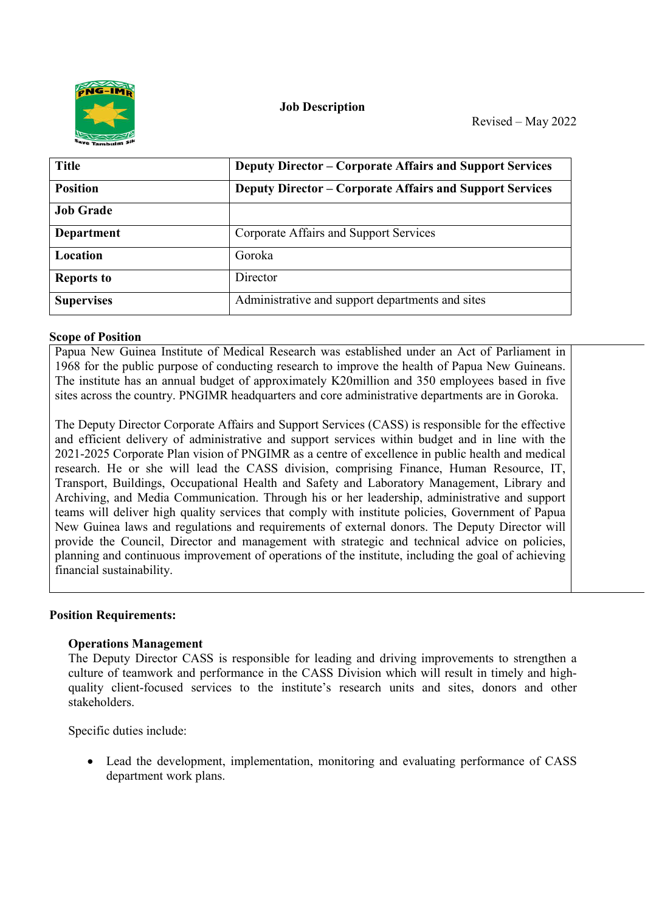**Job Description**

Revised – May 2022

| **Title** | **Deputy Director – Corporate Affairs and Support Services** |
|---|---|
| **Position** | **Deputy Director – Corporate Affairs and Support Services** |
| **Job Grade** | |
| **Department** | Corporate Affairs and Support Services |
| **Location** | Goroka |
| **Reports to** | Director |
| **Supervises** | Administrative and support departments and sites |

**Scope of Position**

Papua New Guinea Institute of Medical Research was established under an Act of Parliament in 1968 for the public purpose of conducting research to improve the health of Papua New Guineans. The institute has an annual budget of approximately K20million and 350 employees based in five sites across the country. PNGIMR headquarters and core administrative departments are in Goroka.

The Deputy Director Corporate Affairs and Support Services (CASS) is responsible for the effective and efficient delivery of administrative and support services within budget and in line with the 2021-2025 Corporate Plan vision of PNGIMR as a centre of excellence in public health and medical research. He or she will lead the CASS division, comprising Finance, Human Resource, IT, Transport, Buildings, Occupational Health and Safety and Laboratory Management, Library and Archiving, and Media Communication. Through his or her leadership, administrative and support teams will deliver high quality services that comply with institute policies, Government of Papua New Guinea laws and regulations and requirements of external donors. The Deputy Director will provide the Council, Director and management with strategic and technical advice on policies, planning and continuous improvement of operations of the institute, including the goal of achieving financial sustainability.

**Position Requirements:**

**Operations Management**

The Deputy Director CASS is responsible for leading and driving improvements to strengthen a culture of teamwork and performance in the CASS Division which will result in timely and high-quality client-focused services to the institute's research units and sites, donors and other stakeholders.

Specific duties include:

- Lead the development, implementation, monitoring and evaluating performance of CASS department work plans.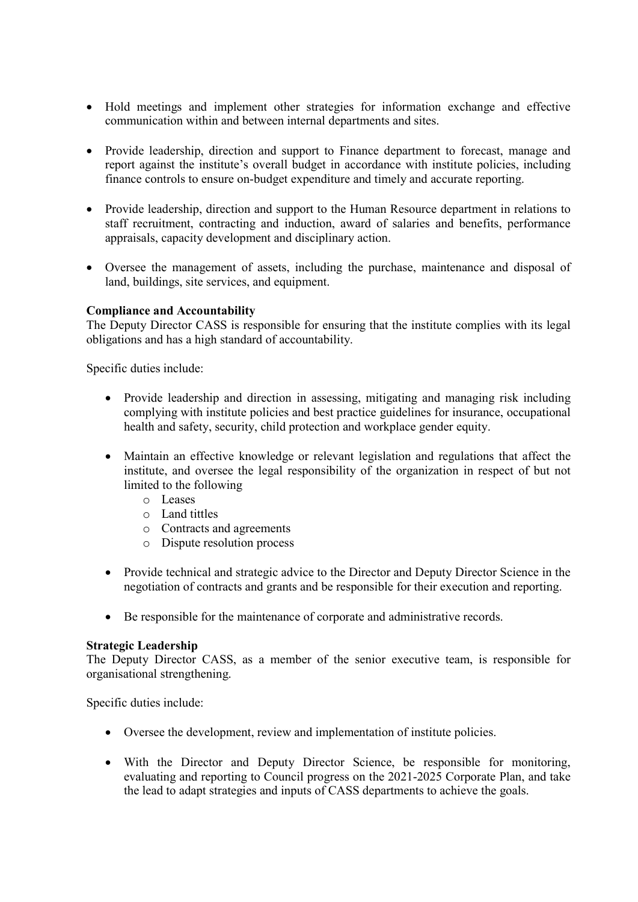- Hold meetings and implement other strategies for information exchange and effective communication within and between internal departments and sites.

- Provide leadership, direction and support to Finance department to forecast, manage and report against the institute's overall budget in accordance with institute policies, including finance controls to ensure on-budget expenditure and timely and accurate reporting.

- Provide leadership, direction and support to the Human Resource department in relations to staff recruitment, contracting and induction, award of salaries and benefits, performance appraisals, capacity development and disciplinary action.

- Oversee the management of assets, including the purchase, maintenance and disposal of land, buildings, site services, and equipment.

**Compliance and Accountability**
The Deputy Director CASS is responsible for ensuring that the institute complies with its legal obligations and has a high standard of accountability.

Specific duties include:

- Provide leadership and direction in assessing, mitigating and managing risk including complying with institute policies and best practice guidelines for insurance, occupational health and safety, security, child protection and workplace gender equity.

- Maintain an effective knowledge or relevant legislation and regulations that affect the institute, and oversee the legal responsibility of the organization in respect of but not limited to the following
  - Leases
  - Land tittles
  - Contracts and agreements
  - Dispute resolution process

- Provide technical and strategic advice to the Director and Deputy Director Science in the negotiation of contracts and grants and be responsible for their execution and reporting.

- Be responsible for the maintenance of corporate and administrative records.

**Strategic Leadership**
The Deputy Director CASS, as a member of the senior executive team, is responsible for organisational strengthening.

Specific duties include:

- Oversee the development, review and implementation of institute policies.

- With the Director and Deputy Director Science, be responsible for monitoring, evaluating and reporting to Council progress on the 2021-2025 Corporate Plan, and take the lead to adapt strategies and inputs of CASS departments to achieve the goals.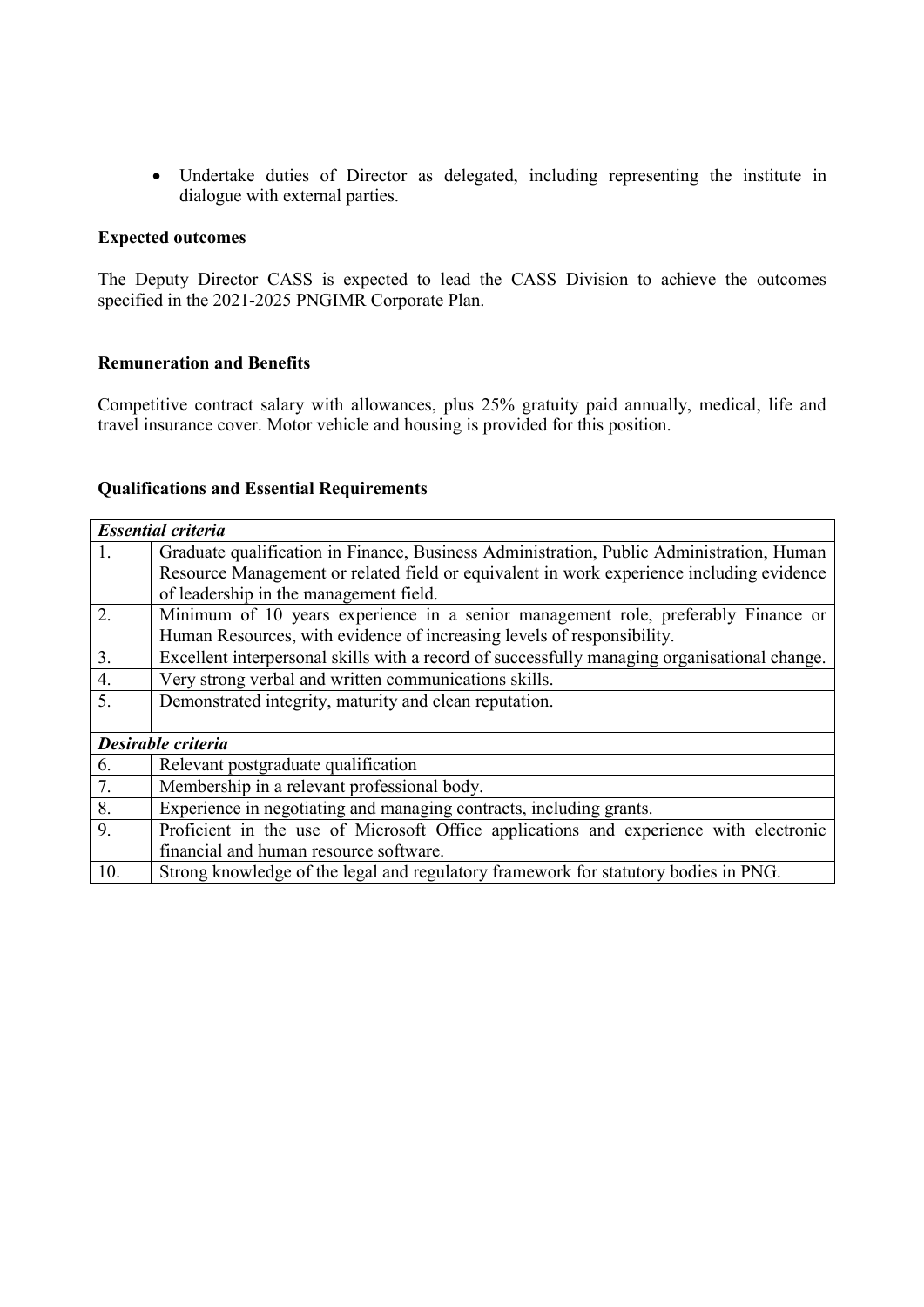- Undertake duties of Director as delegated, including representing the institute in dialogue with external parties.

### Expected outcomes

The Deputy Director CASS is expected to lead the CASS Division to achieve the outcomes specified in the 2021-2025 PNGIMR Corporate Plan.

### Remuneration and Benefits

Competitive contract salary with allowances, plus 25% gratuity paid annually, medical, life and travel insurance cover. Motor vehicle and housing is provided for this position.

### Qualifications and Essential Requirements

| | |
|---|---|
| ***Essential criteria*** | |
| 1. | Graduate qualification in Finance, Business Administration, Public Administration, Human Resource Management or related field or equivalent in work experience including evidence of leadership in the management field. |
| 2. | Minimum of 10 years experience in a senior management role, preferably Finance or Human Resources, with evidence of increasing levels of responsibility. |
| 3. | Excellent interpersonal skills with a record of successfully managing organisational change. |
| 4. | Very strong verbal and written communications skills. |
| 5. | Demonstrated integrity, maturity and clean reputation. |
| ***Desirable criteria*** | |
| 6. | Relevant postgraduate qualification |
| 7. | Membership in a relevant professional body. |
| 8. | Experience in negotiating and managing contracts, including grants. |
| 9. | Proficient in the use of Microsoft Office applications and experience with electronic financial and human resource software. |
| 10. | Strong knowledge of the legal and regulatory framework for statutory bodies in PNG. |